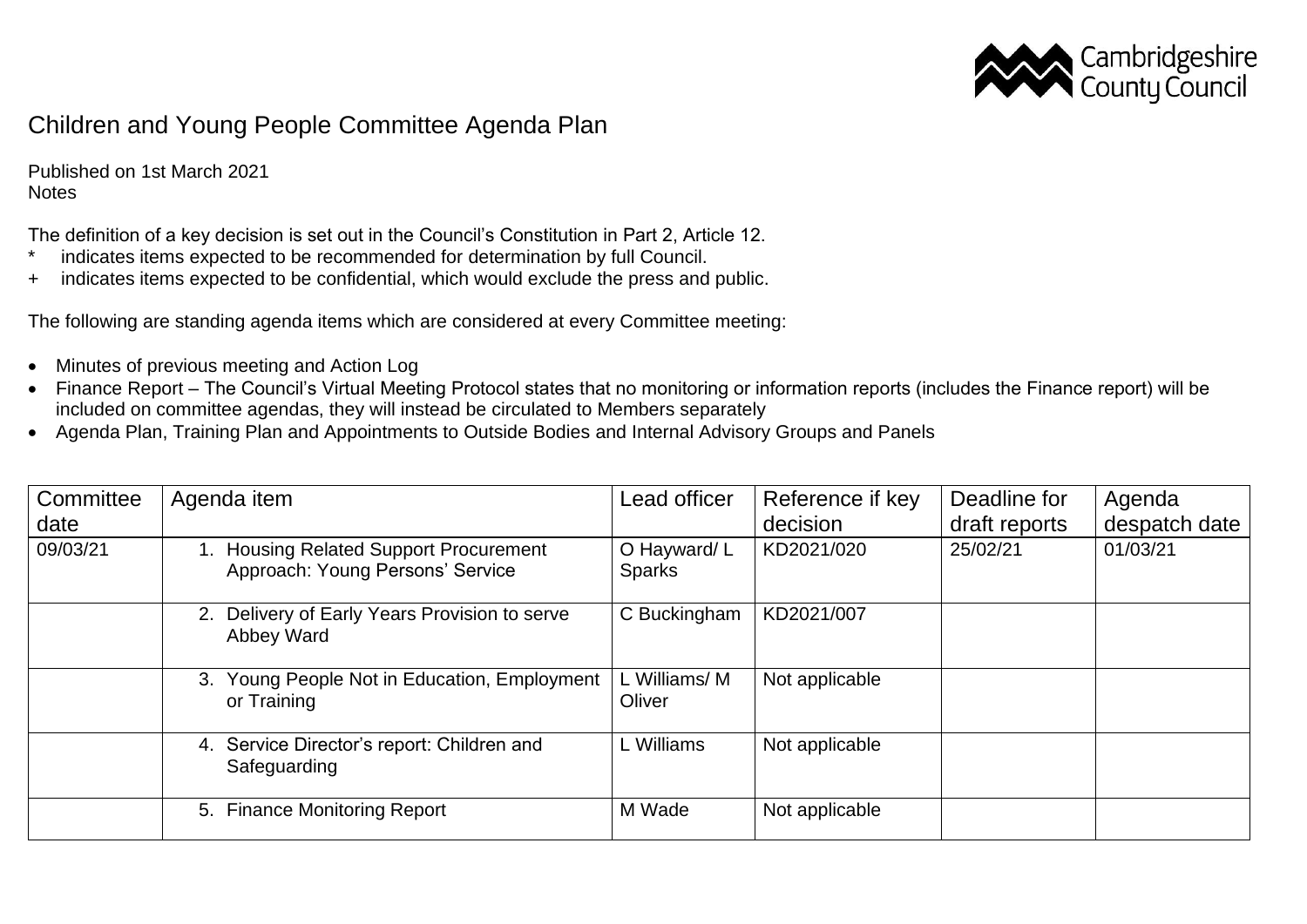# Children and Young People Committee Agenda Plan

Published on 1st March 2021
Notes

The definition of a key decision is set out in the Council's Constitution in Part 2, Article 12.
* indicates items expected to be recommended for determination by full Council.
+ indicates items expected to be confidential, which would exclude the press and public.

The following are standing agenda items which are considered at every Committee meeting:

- Minutes of previous meeting and Action Log
- Finance Report – The Council's Virtual Meeting Protocol states that no monitoring or information reports (includes the Finance report) will be included on committee agendas, they will instead be circulated to Members separately
- Agenda Plan, Training Plan and Appointments to Outside Bodies and Internal Advisory Groups and Panels

| Committee date | Agenda item | Lead officer | Reference if key decision | Deadline for draft reports | Agenda despatch date |
|---|---|---|---|---|---|
| 09/03/21 | 1. Housing Related Support Procurement Approach: Young Persons' Service | O Hayward/ L Sparks | KD2021/020 | 25/02/21 | 01/03/21 |
| | 2. Delivery of Early Years Provision to serve Abbey Ward | C Buckingham | KD2021/007 | | |
| | 3. Young People Not in Education, Employment or Training | L Williams/ M Oliver | Not applicable | | |
| | 4. Service Director's report: Children and Safeguarding | L Williams | Not applicable | | |
| | 5. Finance Monitoring Report | M Wade | Not applicable | | |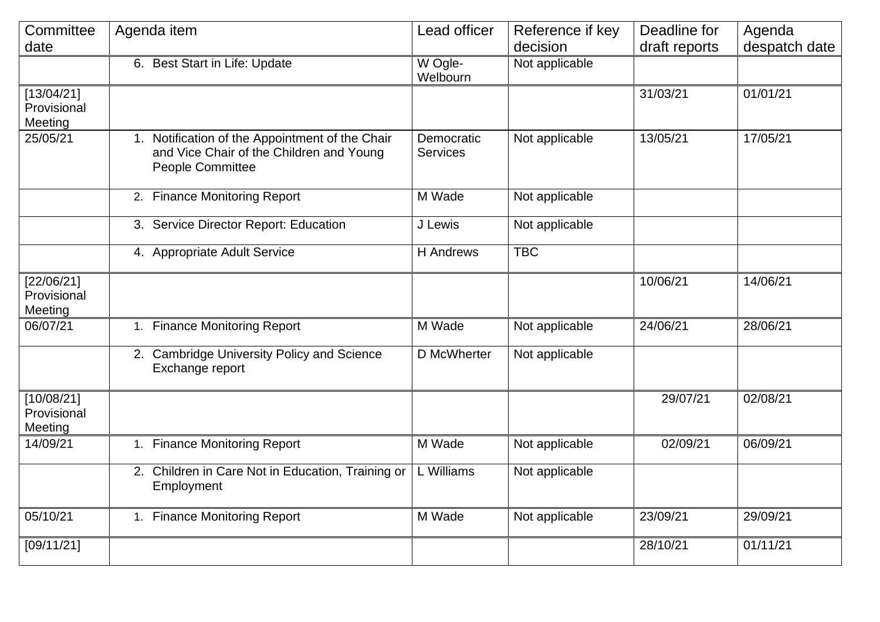| Committee date | Agenda item | Lead officer | Reference if key decision | Deadline for draft reports | Agenda despatch date |
|---|---|---|---|---|---|
| | 6. Best Start in Life: Update | W Ogle-Welbourn | Not applicable | | |
| [13/04/21] Provisional Meeting | | | | 31/03/21 | 01/01/21 |
| 25/05/21 | 1. Notification of the Appointment of the Chair and Vice Chair of the Children and Young People Committee | Democratic Services | Not applicable | 13/05/21 | 17/05/21 |
| | 2. Finance Monitoring Report | M Wade | Not applicable | | |
| | 3. Service Director Report: Education | J Lewis | Not applicable | | |
| | 4. Appropriate Adult Service | H Andrews | TBC | | |
| [22/06/21] Provisional Meeting | | | | 10/06/21 | 14/06/21 |
| 06/07/21 | 1. Finance Monitoring Report | M Wade | Not applicable | 24/06/21 | 28/06/21 |
| | 2. Cambridge University Policy and Science Exchange report | D McWherter | Not applicable | | |
| [10/08/21] Provisional Meeting | | | | 29/07/21 | 02/08/21 |
| 14/09/21 | 1. Finance Monitoring Report | M Wade | Not applicable | 02/09/21 | 06/09/21 |
| | 2. Children in Care Not in Education, Training or Employment | L Williams | Not applicable | | |
| 05/10/21 | 1. Finance Monitoring Report | M Wade | Not applicable | 23/09/21 | 29/09/21 |
| [09/11/21] | | | | 28/10/21 | 01/11/21 |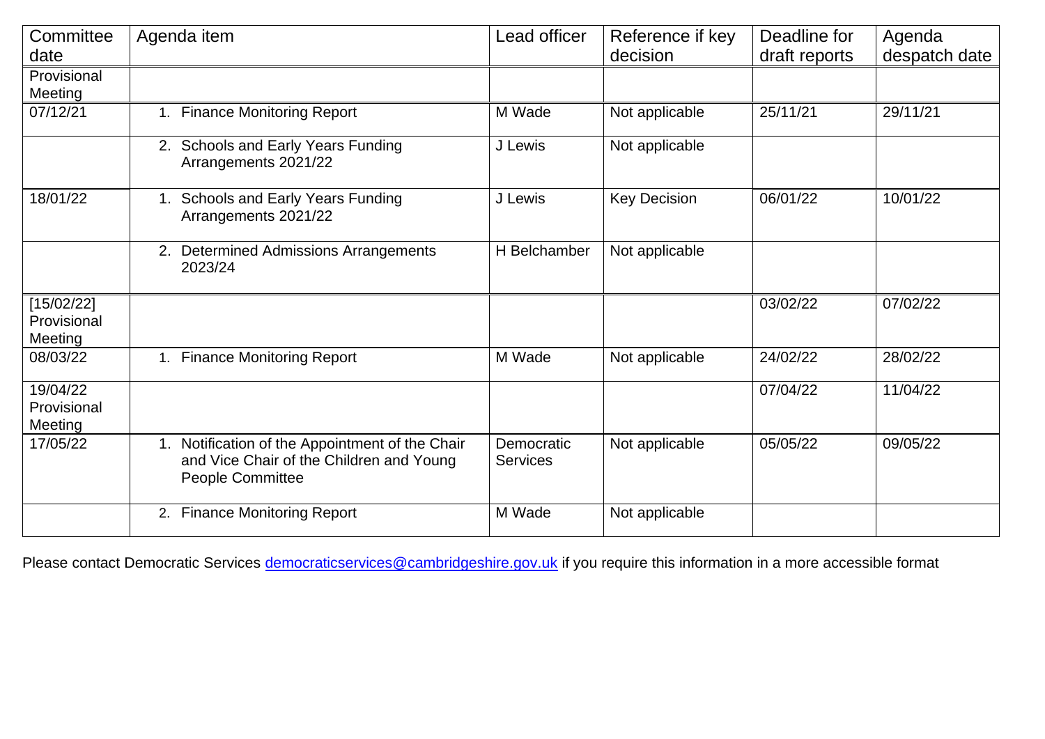| Committee date | Agenda item | Lead officer | Reference if key decision | Deadline for draft reports | Agenda despatch date |
|---|---|---|---|---|---|
| Provisional Meeting | | | | | |
| 07/12/21 | 1. Finance Monitoring Report | M Wade | Not applicable | 25/11/21 | 29/11/21 |
| | 2. Schools and Early Years Funding Arrangements 2021/22 | J Lewis | Not applicable | | |
| 18/01/22 | 1. Schools and Early Years Funding Arrangements 2021/22 | J Lewis | Key Decision | 06/01/22 | 10/01/22 |
| | 2. Determined Admissions Arrangements 2023/24 | H Belchamber | Not applicable | | |
| [15/02/22] Provisional Meeting | | | | 03/02/22 | 07/02/22 |
| 08/03/22 | 1. Finance Monitoring Report | M Wade | Not applicable | 24/02/22 | 28/02/22 |
| 19/04/22 Provisional Meeting | | | | 07/04/22 | 11/04/22 |
| 17/05/22 | 1. Notification of the Appointment of the Chair and Vice Chair of the Children and Young People Committee | Democratic Services | Not applicable | 05/05/22 | 09/05/22 |
| | 2. Finance Monitoring Report | M Wade | Not applicable | | |

Please contact Democratic Services democraticservices@cambridgeshire.gov.uk if you require this information in a more accessible format